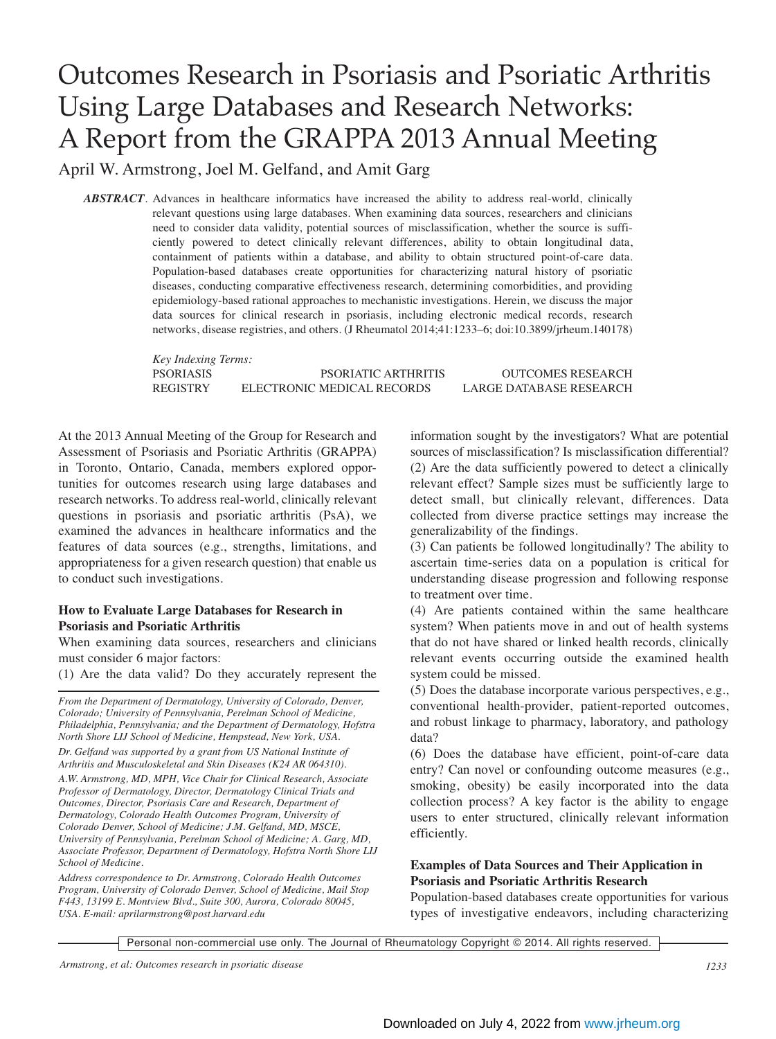# Outcomes Research in Psoriasis and Psoriatic Arthritis Using Large Databases and Research Networks: A Report from the GRAPPA 2013 Annual Meeting

April W. Armstrong, Joel M. Gelfand, and Amit Garg

***ABSTRACT*.** Advances in healthcare informatics have increased the ability to address real-world, clinically relevant questions using large databases. When examining data sources, researchers and clinicians need to consider data validity, potential sources of misclassification, whether the source is sufficiently powered to detect clinically relevant differences, ability to obtain longitudinal data, containment of patients within a database, and ability to obtain structured point-of-care data. Population-based databases create opportunities for characterizing natural history of psoriatic diseases, conducting comparative effectiveness research, determining comorbidities, and providing epidemiology-based rational approaches to mechanistic investigations. Herein, we discuss the major data sources for clinical research in psoriasis, including electronic medical records, research networks, disease registries, and others. (J Rheumatol 2014;41:1233–6; doi:10.3899/jrheum.140178)

*Key Indexing Terms:*
PSORIASIS — PSORIATIC ARTHRITIS — OUTCOMES RESEARCH
REGISTRY — ELECTRONIC MEDICAL RECORDS — LARGE DATABASE RESEARCH

At the 2013 Annual Meeting of the Group for Research and Assessment of Psoriasis and Psoriatic Arthritis (GRAPPA) in Toronto, Ontario, Canada, members explored opportunities for outcomes research using large databases and research networks. To address real-world, clinically relevant questions in psoriasis and psoriatic arthritis (PsA), we examined the advances in healthcare informatics and the features of data sources (e.g., strengths, limitations, and appropriateness for a given research question) that enable us to conduct such investigations.

## How to Evaluate Large Databases for Research in Psoriasis and Psoriatic Arthritis

When examining data sources, researchers and clinicians must consider 6 major factors:

(1) Are the data valid? Do they accurately represent the information sought by the investigators? What are potential sources of misclassification? Is misclassification differential?

(2) Are the data sufficiently powered to detect a clinically relevant effect? Sample sizes must be sufficiently large to detect small, but clinically relevant, differences. Data collected from diverse practice settings may increase the generalizability of the findings.

(3) Can patients be followed longitudinally? The ability to ascertain time-series data on a population is critical for understanding disease progression and following response to treatment over time.

(4) Are patients contained within the same healthcare system? When patients move in and out of health systems that do not have shared or linked health records, clinically relevant events occurring outside the examined health system could be missed.

(5) Does the database incorporate various perspectives, e.g., conventional health-provider, patient-reported outcomes, and robust linkage to pharmacy, laboratory, and pathology data?

(6) Does the database have efficient, point-of-care data entry? Can novel or confounding outcome measures (e.g., smoking, obesity) be easily incorporated into the data collection process? A key factor is the ability to engage users to enter structured, clinically relevant information efficiently.

## Examples of Data Sources and Their Application in Psoriasis and Psoriatic Arthritis Research

Population-based databases create opportunities for various types of investigative endeavors, including characterizing

---

*From the Department of Dermatology, University of Colorado, Denver, Colorado; University of Pennsylvania, Perelman School of Medicine, Philadelphia, Pennsylvania; and the Department of Dermatology, Hofstra North Shore LIJ School of Medicine, Hempstead, New York, USA.*

*Dr. Gelfand was supported by a grant from US National Institute of Arthritis and Musculoskeletal and Skin Diseases (K24 AR 064310).*

*A.W. Armstrong, MD, MPH, Vice Chair for Clinical Research, Associate Professor of Dermatology, Director, Dermatology Clinical Trials and Outcomes, Director, Psoriasis Care and Research, Department of Dermatology, Colorado Health Outcomes Program, University of Colorado Denver, School of Medicine; J.M. Gelfand, MD, MSCE, University of Pennsylvania, Perelman School of Medicine; A. Garg, MD, Associate Professor, Department of Dermatology, Hofstra North Shore LIJ School of Medicine.*

*Address correspondence to Dr. Armstrong, Colorado Health Outcomes Program, University of Colorado Denver, School of Medicine, Mail Stop F443, 13199 E. Montview Blvd., Suite 300, Aurora, Colorado 80045, USA. E-mail: aprilarmstrong@post.harvard.edu*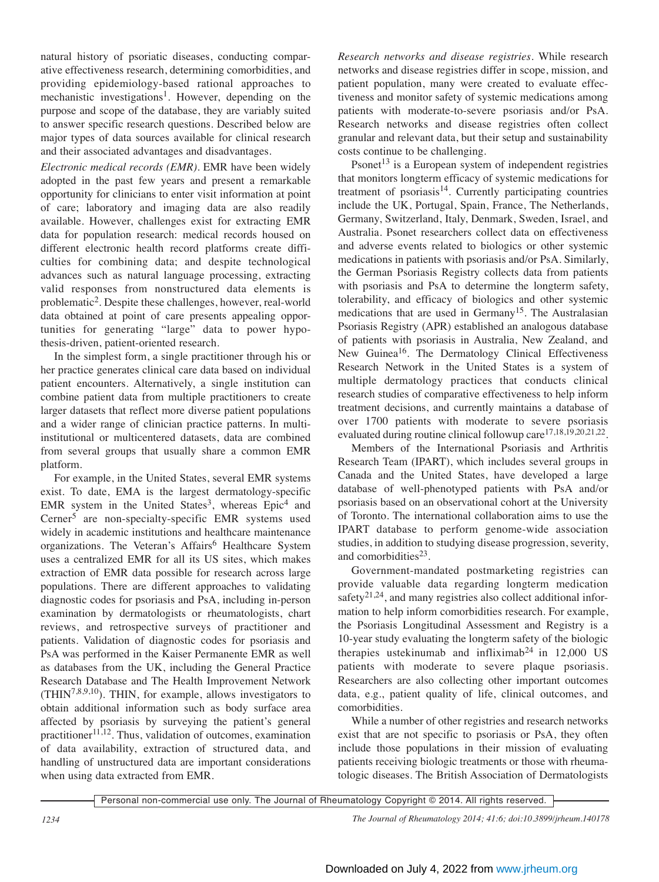natural history of psoriatic diseases, conducting comparative effectiveness research, determining comorbidities, and providing epidemiology-based rational approaches to mechanistic investigations[1]. However, depending on the purpose and scope of the database, they are variably suited to answer specific research questions. Described below are major types of data sources available for clinical research and their associated advantages and disadvantages.

*Electronic medical records (EMR).* EMR have been widely adopted in the past few years and present a remarkable opportunity for clinicians to enter visit information at point of care; laboratory and imaging data are also readily available. However, challenges exist for extracting EMR data for population research: medical records housed on different electronic health record platforms create difficulties for combining data; and despite technological advances such as natural language processing, extracting valid responses from nonstructured data elements is problematic[2]. Despite these challenges, however, real-world data obtained at point of care presents appealing opportunities for generating "large" data to power hypothesis-driven, patient-oriented research.

In the simplest form, a single practitioner through his or her practice generates clinical care data based on individual patient encounters. Alternatively, a single institution can combine patient data from multiple practitioners to create larger datasets that reflect more diverse patient populations and a wider range of clinician practice patterns. In multi-institutional or multicentered datasets, data are combined from several groups that usually share a common EMR platform.

For example, in the United States, several EMR systems exist. To date, EMA is the largest dermatology-specific EMR system in the United States[3], whereas Epic[4] and Cerner[5] are non-specialty-specific EMR systems used widely in academic institutions and healthcare maintenance organizations. The Veteran's Affairs[6] Healthcare System uses a centralized EMR for all its US sites, which makes extraction of EMR data possible for research across large populations. There are different approaches to validating diagnostic codes for psoriasis and PsA, including in-person examination by dermatologists or rheumatologists, chart reviews, and retrospective surveys of practitioner and patients. Validation of diagnostic codes for psoriasis and PsA was performed in the Kaiser Permanente EMR as well as databases from the UK, including the General Practice Research Database and The Health Improvement Network (THIN[7,8,9,10]). THIN, for example, allows investigators to obtain additional information such as body surface area affected by psoriasis by surveying the patient's general practitioner[11,12]. Thus, validation of outcomes, examination of data availability, extraction of structured data, and handling of unstructured data are important considerations when using data extracted from EMR.

*Research networks and disease registries.* While research networks and disease registries differ in scope, mission, and patient population, many were created to evaluate effectiveness and monitor safety of systemic medications among patients with moderate-to-severe psoriasis and/or PsA. Research networks and disease registries often collect granular and relevant data, but their setup and sustainability costs continue to be challenging.

Psonet[13] is a European system of independent registries that monitors longterm efficacy of systemic medications for treatment of psoriasis[14]. Currently participating countries include the UK, Portugal, Spain, France, The Netherlands, Germany, Switzerland, Italy, Denmark, Sweden, Israel, and Australia. Psonet researchers collect data on effectiveness and adverse events related to biologics or other systemic medications in patients with psoriasis and/or PsA. Similarly, the German Psoriasis Registry collects data from patients with psoriasis and PsA to determine the longterm safety, tolerability, and efficacy of biologics and other systemic medications that are used in Germany[15]. The Australasian Psoriasis Registry (APR) established an analogous database of patients with psoriasis in Australia, New Zealand, and New Guinea[16]. The Dermatology Clinical Effectiveness Research Network in the United States is a system of multiple dermatology practices that conducts clinical research studies of comparative effectiveness to help inform treatment decisions, and currently maintains a database of over 1700 patients with moderate to severe psoriasis evaluated during routine clinical followup care[17,18,19,20,21,22].

Members of the International Psoriasis and Arthritis Research Team (IPART), which includes several groups in Canada and the United States, have developed a large database of well-phenotyped patients with PsA and/or psoriasis based on an observational cohort at the University of Toronto. The international collaboration aims to use the IPART database to perform genome-wide association studies, in addition to studying disease progression, severity, and comorbidities[23].

Government-mandated postmarketing registries can provide valuable data regarding longterm medication safety[21,24], and many registries also collect additional information to help inform comorbidities research. For example, the Psoriasis Longitudinal Assessment and Registry is a 10-year study evaluating the longterm safety of the biologic therapies ustekinumab and infliximab[24] in 12,000 US patients with moderate to severe plaque psoriasis. Researchers are also collecting other important outcomes data, e.g., patient quality of life, clinical outcomes, and comorbidities.

While a number of other registries and research networks exist that are not specific to psoriasis or PsA, they often include those populations in their mission of evaluating patients receiving biologic treatments or those with rheumatologic diseases. The British Association of Dermatologists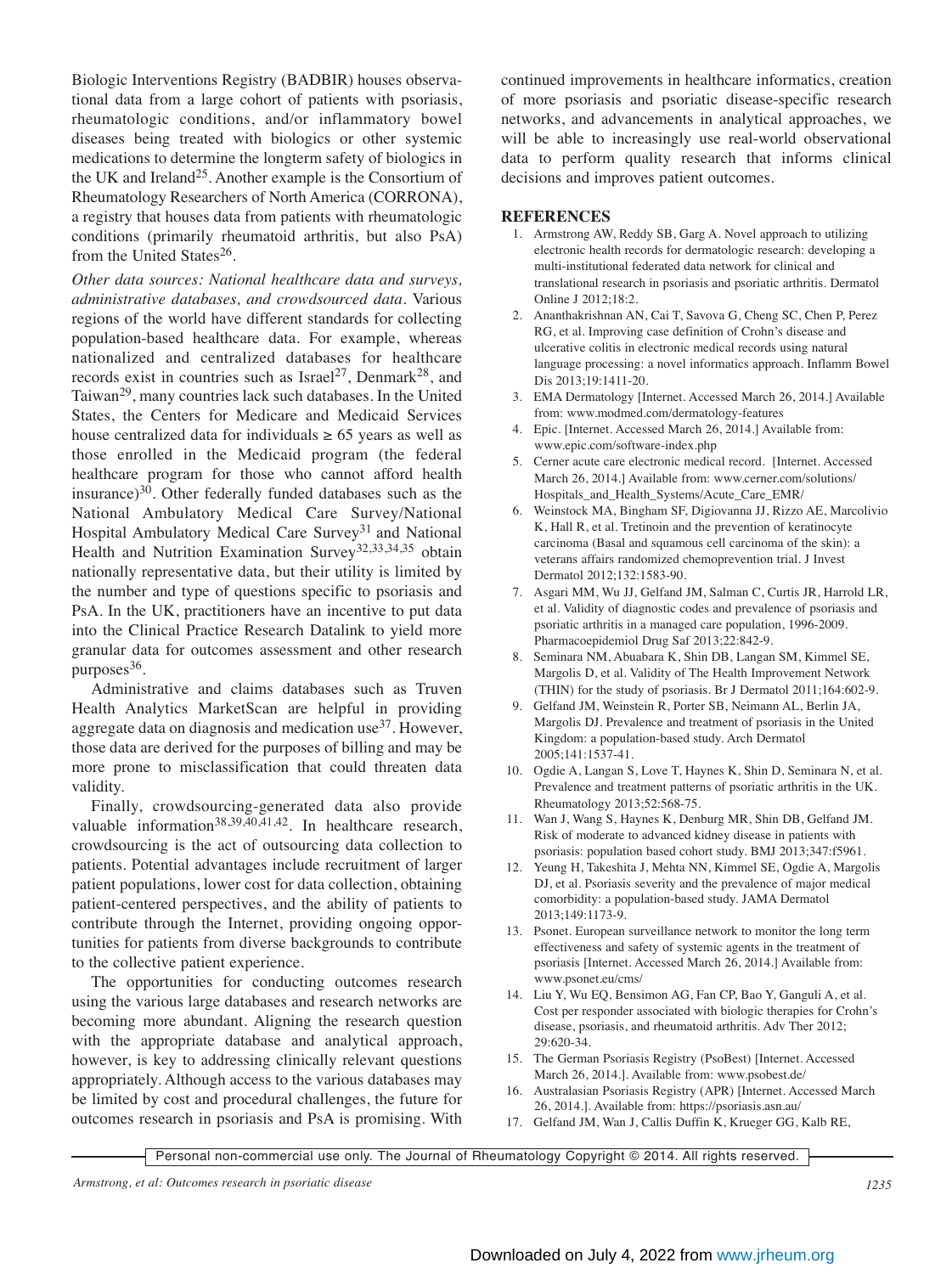Biologic Interventions Registry (BADBIR) houses observational data from a large cohort of patients with psoriasis, rheumatologic conditions, and/or inflammatory bowel diseases being treated with biologics or other systemic medications to determine the longterm safety of biologics in the UK and Ireland[25]. Another example is the Consortium of Rheumatology Researchers of North America (CORRONA), a registry that houses data from patients with rheumatologic conditions (primarily rheumatoid arthritis, but also PsA) from the United States[26].

*Other data sources: National healthcare data and surveys, administrative databases, and crowdsourced data.* Various regions of the world have different standards for collecting population-based healthcare data. For example, whereas nationalized and centralized databases for healthcare records exist in countries such as Israel[27], Denmark[28], and Taiwan[29], many countries lack such databases. In the United States, the Centers for Medicare and Medicaid Services house centralized data for individuals ≥ 65 years as well as those enrolled in the Medicaid program (the federal healthcare program for those who cannot afford health insurance)[30]. Other federally funded databases such as the National Ambulatory Medical Care Survey/National Hospital Ambulatory Medical Care Survey[31] and National Health and Nutrition Examination Survey[32,33,34,35] obtain nationally representative data, but their utility is limited by the number and type of questions specific to psoriasis and PsA. In the UK, practitioners have an incentive to put data into the Clinical Practice Research Datalink to yield more granular data for outcomes assessment and other research purposes[36].

Administrative and claims databases such as Truven Health Analytics MarketScan are helpful in providing aggregate data on diagnosis and medication use[37]. However, those data are derived for the purposes of billing and may be more prone to misclassification that could threaten data validity.

Finally, crowdsourcing-generated data also provide valuable information[38,39,40,41,42]. In healthcare research, crowdsourcing is the act of outsourcing data collection to patients. Potential advantages include recruitment of larger patient populations, lower cost for data collection, obtaining patient-centered perspectives, and the ability of patients to contribute through the Internet, providing ongoing opportunities for patients from diverse backgrounds to contribute to the collective patient experience.

The opportunities for conducting outcomes research using the various large databases and research networks are becoming more abundant. Aligning the research question with the appropriate database and analytical approach, however, is key to addressing clinically relevant questions appropriately. Although access to the various databases may be limited by cost and procedural challenges, the future for outcomes research in psoriasis and PsA is promising. With continued improvements in healthcare informatics, creation of more psoriasis and psoriatic disease-specific research networks, and advancements in analytical approaches, we will be able to increasingly use real-world observational data to perform quality research that informs clinical decisions and improves patient outcomes.

## REFERENCES

1. Armstrong AW, Reddy SB, Garg A. Novel approach to utilizing electronic health records for dermatologic research: developing a multi-institutional federated data network for clinical and translational research in psoriasis and psoriatic arthritis. Dermatol Online J 2012;18:2.
2. Ananthakrishnan AN, Cai T, Savova G, Cheng SC, Chen P, Perez RG, et al. Improving case definition of Crohn's disease and ulcerative colitis in electronic medical records using natural language processing: a novel informatics approach. Inflamm Bowel Dis 2013;19:1411-20.
3. EMA Dermatology [Internet. Accessed March 26, 2014.] Available from: www.modmed.com/dermatology-features
4. Epic. [Internet. Accessed March 26, 2014.] Available from: www.epic.com/software-index.php
5. Cerner acute care electronic medical record. [Internet. Accessed March 26, 2014.] Available from: www.cerner.com/solutions/Hospitals_and_Health_Systems/Acute_Care_EMR/
6. Weinstock MA, Bingham SF, Digiovanna JJ, Rizzo AE, Marcolivio K, Hall R, et al. Tretinoin and the prevention of keratinocyte carcinoma (Basal and squamous cell carcinoma of the skin): a veterans affairs randomized chemoprevention trial. J Invest Dermatol 2012;132:1583-90.
7. Asgari MM, Wu JJ, Gelfand JM, Salman C, Curtis JR, Harrold LR, et al. Validity of diagnostic codes and prevalence of psoriasis and psoriatic arthritis in a managed care population, 1996-2009. Pharmacoepidemiol Drug Saf 2013;22:842-9.
8. Seminara NM, Abuabara K, Shin DB, Langan SM, Kimmel SE, Margolis D, et al. Validity of The Health Improvement Network (THIN) for the study of psoriasis. Br J Dermatol 2011;164:602-9.
9. Gelfand JM, Weinstein R, Porter SB, Neimann AL, Berlin JA, Margolis DJ. Prevalence and treatment of psoriasis in the United Kingdom: a population-based study. Arch Dermatol 2005;141:1537-41.
10. Ogdie A, Langan S, Love T, Haynes K, Shin D, Seminara N, et al. Prevalence and treatment patterns of psoriatic arthritis in the UK. Rheumatology 2013;52:568-75.
11. Wan J, Wang S, Haynes K, Denburg MR, Shin DB, Gelfand JM. Risk of moderate to advanced kidney disease in patients with psoriasis: population based cohort study. BMJ 2013;347:f5961.
12. Yeung H, Takeshita J, Mehta NN, Kimmel SE, Ogdie A, Margolis DJ, et al. Psoriasis severity and the prevalence of major medical comorbidity: a population-based study. JAMA Dermatol 2013;149:1173-9.
13. Psonet. European surveillance network to monitor the long term effectiveness and safety of systemic agents in the treatment of psoriasis [Internet. Accessed March 26, 2014.] Available from: www.psonet.eu/cms/
14. Liu Y, Wu EQ, Bensimon AG, Fan CP, Bao Y, Ganguli A, et al. Cost per responder associated with biologic therapies for Crohn's disease, psoriasis, and rheumatoid arthritis. Adv Ther 2012; 29:620-34.
15. The German Psoriasis Registry (PsoBest) [Internet. Accessed March 26, 2014.]. Available from: www.psobest.de/
16. Australasian Psoriasis Registry (APR) [Internet. Accessed March 26, 2014.]. Available from: https://psoriasis.asn.au/
17. Gelfand JM, Wan J, Callis Duffin K, Krueger GG, Kalb RE,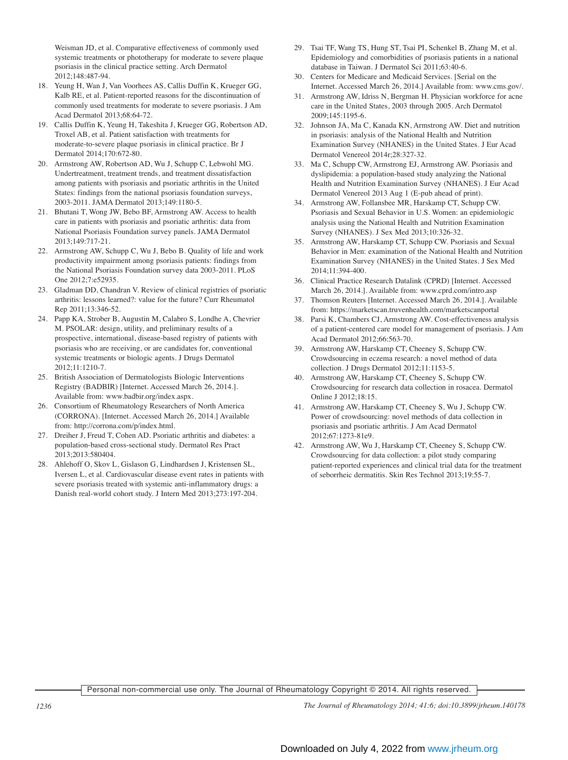Weisman JD, et al. Comparative effectiveness of commonly used systemic treatments or phototherapy for moderate to severe plaque psoriasis in the clinical practice setting. Arch Dermatol 2012;148:487-94.

18. Yeung H, Wan J, Van Voorhees AS, Callis Duffin K, Krueger GG, Kalb RE, et al. Patient-reported reasons for the discontinuation of commonly used treatments for moderate to severe psoriasis. J Am Acad Dermatol 2013;68:64-72.
19. Callis Duffin K, Yeung H, Takeshita J, Krueger GG, Robertson AD, Troxel AB, et al. Patient satisfaction with treatments for moderate-to-severe plaque psoriasis in clinical practice. Br J Dermatol 2014;170:672-80.
20. Armstrong AW, Robertson AD, Wu J, Schupp C, Lebwohl MG. Undertreatment, treatment trends, and treatment dissatisfaction among patients with psoriasis and psoriatic arthritis in the United States: findings from the national psoriasis foundation surveys, 2003-2011. JAMA Dermatol 2013;149:1180-5.
21. Bhutani T, Wong JW, Bebo BF, Armstrong AW. Access to health care in patients with psoriasis and psoriatic arthritis: data from National Psoriasis Foundation survey panels. JAMA Dermatol 2013;149:717-21.
22. Armstrong AW, Schupp C, Wu J, Bebo B. Quality of life and work productivity impairment among psoriasis patients: findings from the National Psoriasis Foundation survey data 2003-2011. PLoS One 2012;7:e52935.
23. Gladman DD, Chandran V. Review of clinical registries of psoriatic arthritis: lessons learned?: value for the future? Curr Rheumatol Rep 2011;13:346-52.
24. Papp KA, Strober B, Augustin M, Calabro S, Londhe A, Chevrier M. PSOLAR: design, utility, and preliminary results of a prospective, international, disease-based registry of patients with psoriasis who are receiving, or are candidates for, conventional systemic treatments or biologic agents. J Drugs Dermatol 2012;11:1210-7.
25. British Association of Dermatologists Biologic Interventions Registry (BADBIR) [Internet. Accessed March 26, 2014.]. Available from: www.badbir.org/index.aspx.
26. Consortium of Rheumatology Researchers of North America (CORRONA). [Internet. Accessed March 26, 2014.] Available from: http://corrona.com/p/index.html.
27. Dreiher J, Freud T, Cohen AD. Psoriatic arthritis and diabetes: a population-based cross-sectional study. Dermatol Res Pract 2013;2013:580404.
28. Ahlehoff O, Skov L, Gislason G, Lindhardsen J, Kristensen SL, Iversen L, et al. Cardiovascular disease event rates in patients with severe psoriasis treated with systemic anti-inflammatory drugs: a Danish real-world cohort study. J Intern Med 2013;273:197-204.
29. Tsai TF, Wang TS, Hung ST, Tsai PI, Schenkel B, Zhang M, et al. Epidemiology and comorbidities of psoriasis patients in a national database in Taiwan. J Dermatol Sci 2011;63:40-6.
30. Centers for Medicare and Medicaid Services. [Serial on the Internet. Accessed March 26, 2014.] Available from: www.cms.gov/.
31. Armstrong AW, Idriss N, Bergman H. Physician workforce for acne care in the United States, 2003 through 2005. Arch Dermatol 2009;145:1195-6.
32. Johnson JA, Ma C, Kanada KN, Armstrong AW. Diet and nutrition in psoriasis: analysis of the National Health and Nutrition Examination Survey (NHANES) in the United States. J Eur Acad Dermatol Venereol 2014r;28:327-32.
33. Ma C, Schupp CW, Armstrong EJ, Armstrong AW. Psoriasis and dyslipidemia: a population-based study analyzing the National Health and Nutrition Examination Survey (NHANES). J Eur Acad Dermatol Venereol 2013 Aug 1 (E-pub ahead of print).
34. Armstrong AW, Follansbee MR, Harskamp CT, Schupp CW. Psoriasis and Sexual Behavior in U.S. Women: an epidemiologic analysis using the National Health and Nutrition Examination Survey (NHANES). J Sex Med 2013;10:326-32.
35. Armstrong AW, Harskamp CT, Schupp CW. Psoriasis and Sexual Behavior in Men: examination of the National Health and Nutrition Examination Survey (NHANES) in the United States. J Sex Med 2014;11:394-400.
36. Clinical Practice Research Datalink (CPRD) [Internet. Accessed March 26, 2014.]. Available from: www.cprd.com/intro.asp
37. Thomson Reuters [Internet. Accessed March 26, 2014.]. Available from: https://marketscan.truvenhealth.com/marketscanportal
38. Parsi K, Chambers CJ, Armstrong AW. Cost-effectiveness analysis of a patient-centered care model for management of psoriasis. J Am Acad Dermatol 2012;66:563-70.
39. Armstrong AW, Harskamp CT, Cheeney S, Schupp CW. Crowdsourcing in eczema research: a novel method of data collection. J Drugs Dermatol 2012;11:1153-5.
40. Armstrong AW, Harskamp CT, Cheeney S, Schupp CW. Crowdsourcing for research data collection in rosacea. Dermatol Online J 2012;18:15.
41. Armstrong AW, Harskamp CT, Cheeney S, Wu J, Schupp CW. Power of crowdsourcing: novel methods of data collection in psoriasis and psoriatic arthritis. J Am Acad Dermatol 2012;67:1273-81e9.
42. Armstrong AW, Wu J, Harskamp CT, Cheeney S, Schupp CW. Crowdsourcing for data collection: a pilot study comparing patient-reported experiences and clinical trial data for the treatment of seborrheic dermatitis. Skin Res Technol 2013;19:55-7.